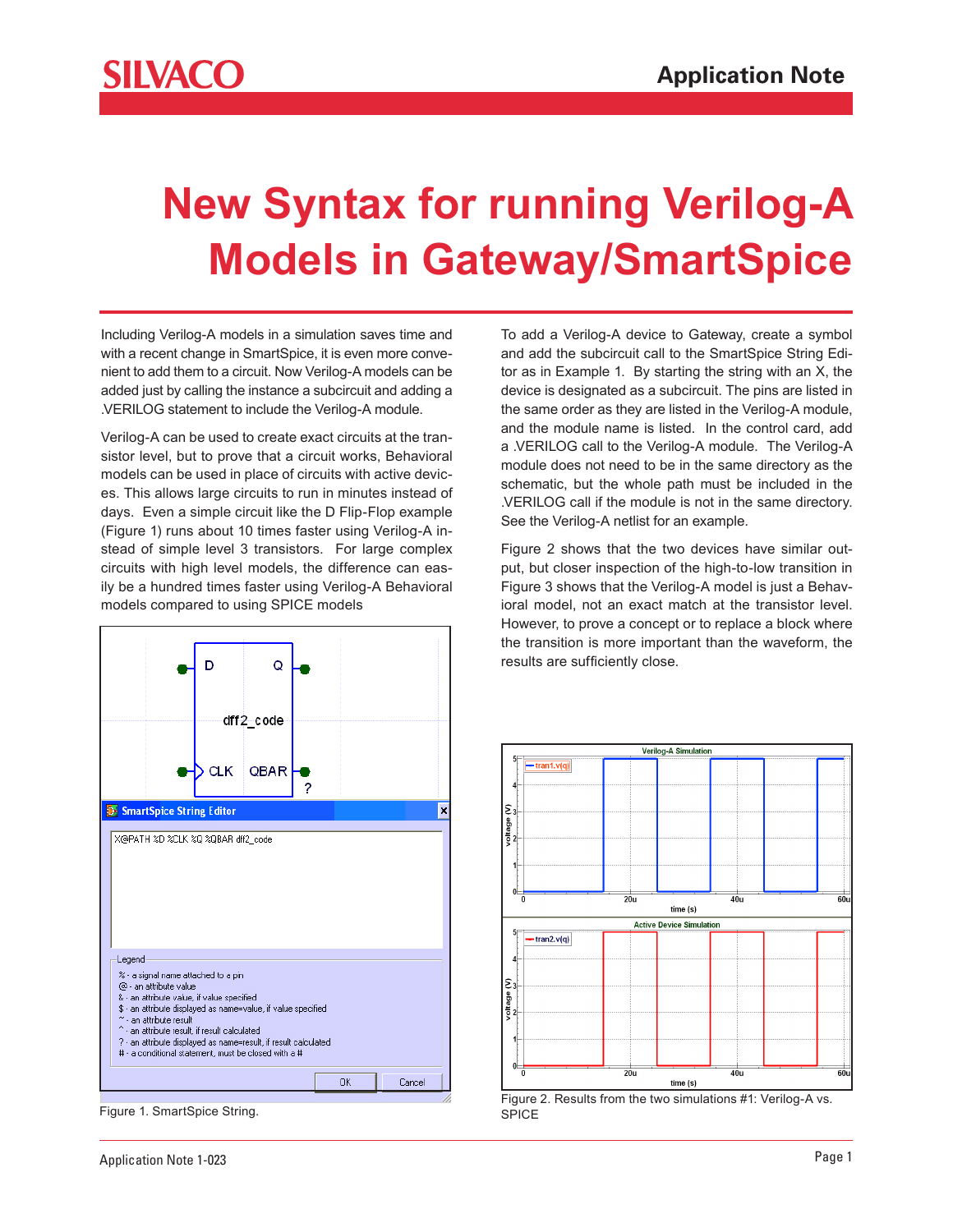# New Syntax for running Verilog-A Models in Gateway/SmartSpice

Including Verilog-A models in a simulation saves time and with a recent change in SmartSpice, it is even more convenient to add them to a circuit. Now Verilog-A models can be added just by calling the instance a subcircuit and adding a .VERILOG statement to include the Verilog-A module.

Verilog-A can be used to create exact circuits at the transistor level, but to prove that a circuit works, Behavioral models can be used in place of circuits with active devices. This allows large circuits to run in minutes instead of days. Even a simple circuit like the D Flip-Flop example (Figure 1) runs about 10 times faster using Verilog-A instead of simple level 3 transistors. For large complex circuits with high level models, the difference can easily be a hundred times faster using Verilog-A Behavioral models compared to using SPICE models

Figure 1. SmartSpice String.

To add a Verilog-A device to Gateway, create a symbol and add the subcircuit call to the SmartSpice String Editor as in Example 1. By starting the string with an X, the device is designated as a subcircuit. The pins are listed in the same order as they are listed in the Verilog-A module, and the module name is listed. In the control card, add a .VERILOG call to the Verilog-A module. The Verilog-A module does not need to be in the same directory as the schematic, but the whole path must be included in the .VERILOG call if the module is not in the same directory. See the Verilog-A netlist for an example.

Figure 2 shows that the two devices have similar output, but closer inspection of the high-to-low transition in Figure 3 shows that the Verilog-A model is just a Behavioral model, not an exact match at the transistor level. However, to prove a concept or to replace a block where the transition is more important than the waveform, the results are sufficiently close.

Figure 2. Results from the two simulations #1: Verilog-A vs. SPICE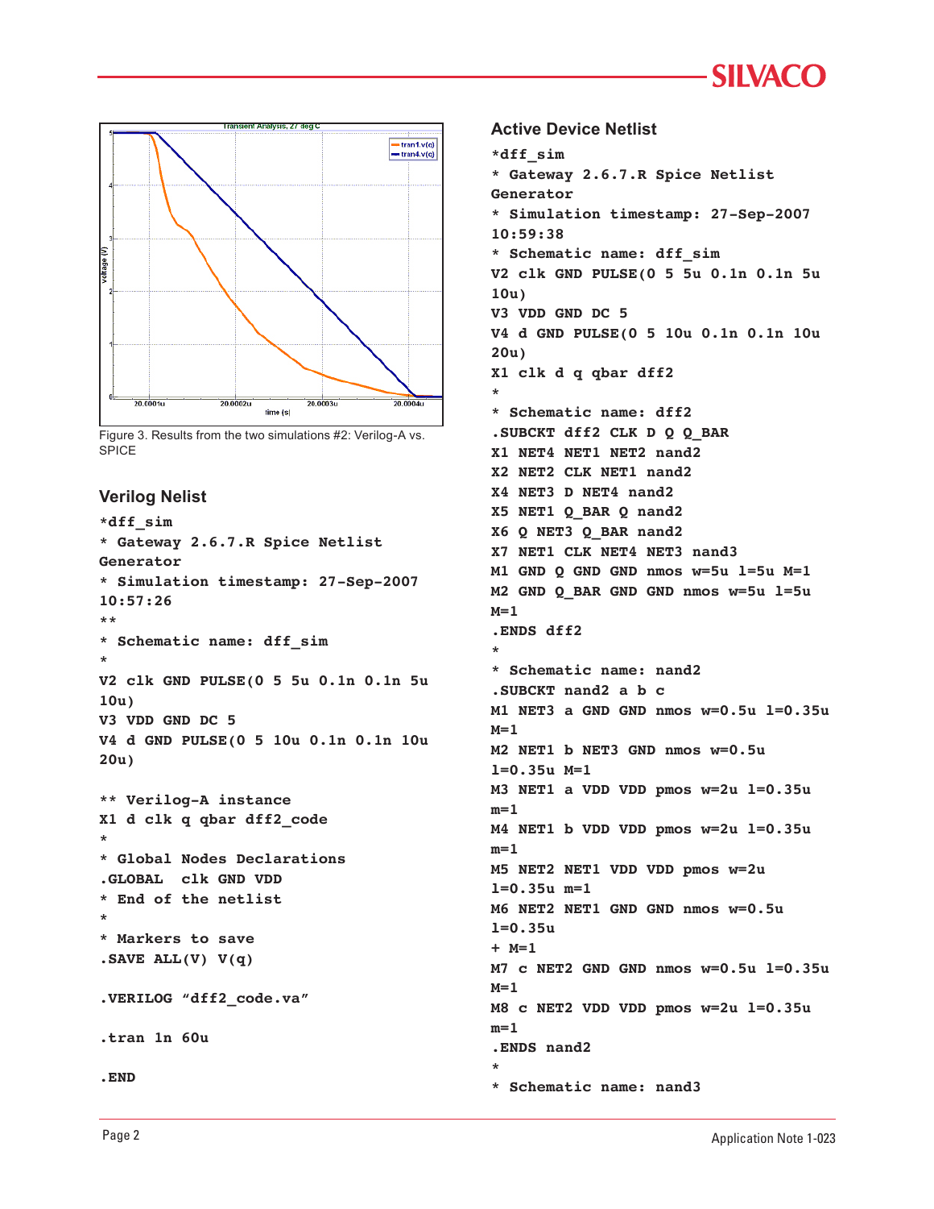Figure 3. Results from the two simulations #2: Verilog-A vs. SPICE

## Verilog Nelist

```
*dff_sim
* Gateway 2.6.7.R Spice Netlist Generator
* Simulation timestamp: 27-Sep-2007 10:57:26
**
* Schematic name: dff_sim
*
V2 clk GND PULSE(0 5 5u 0.1n 0.1n 5u 10u)
V3 VDD GND DC 5
V4 d GND PULSE(0 5 10u 0.1n 0.1n 10u 20u)

** Verilog-A instance
X1 d clk q qbar dff2_code
*
* Global Nodes Declarations
.GLOBAL  clk GND VDD
* End of the netlist
*
* Markers to save
.SAVE ALL(V) V(q)

.VERILOG "dff2_code.va"

.tran 1n 60u

.END
```

## Active Device Netlist

```
*dff_sim
* Gateway 2.6.7.R Spice Netlist Generator
* Simulation timestamp: 27-Sep-2007 10:59:38
* Schematic name: dff_sim
V2 clk GND PULSE(0 5 5u 0.1n 0.1n 5u 10u)
V3 VDD GND DC 5
V4 d GND PULSE(0 5 10u 0.1n 0.1n 10u 20u)
X1 clk d q qbar dff2
*
* Schematic name: dff2
.SUBCKT dff2 CLK D Q Q_BAR
X1 NET4 NET1 NET2 nand2
X2 NET2 CLK NET1 nand2
X4 NET3 D NET4 nand2
X5 NET1 Q_BAR Q nand2
X6 Q NET3 Q_BAR nand2
X7 NET1 CLK NET4 NET3 nand3
M1 GND Q GND GND nmos w=5u l=5u M=1
M2 GND Q_BAR GND GND nmos w=5u l=5u M=1
.ENDS dff2
*
* Schematic name: nand2
.SUBCKT nand2 a b c
M1 NET3 a GND GND nmos w=0.5u l=0.35u M=1
M2 NET1 b NET3 GND nmos w=0.5u l=0.35u M=1
M3 NET1 a VDD VDD pmos w=2u l=0.35u m=1
M4 NET1 b VDD VDD pmos w=2u l=0.35u m=1
M5 NET2 NET1 VDD VDD pmos w=2u l=0.35u m=1
M6 NET2 NET1 GND GND nmos w=0.5u l=0.35u
+ M=1
M7 c NET2 GND GND nmos w=0.5u l=0.35u M=1
M8 c NET2 VDD VDD pmos w=2u l=0.35u m=1
.ENDS nand2
*
* Schematic name: nand3
```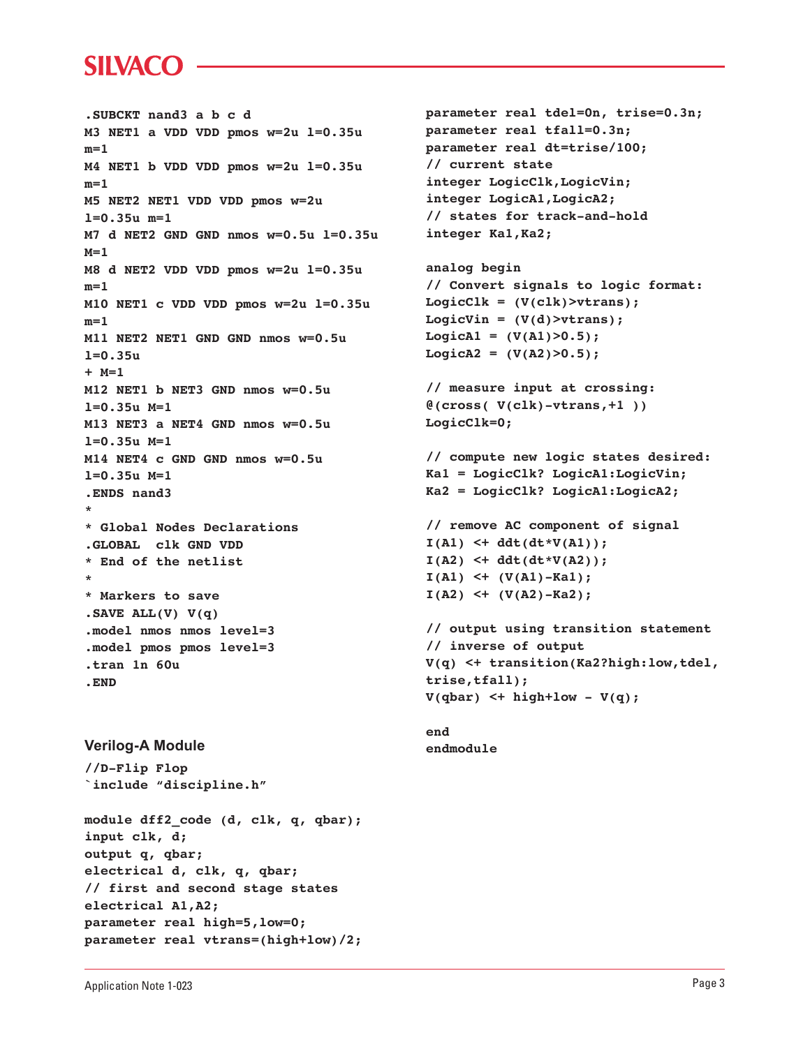```
.SUBCKT nand3 a b c d
M3 NET1 a VDD VDD pmos w=2u l=0.35u
m=1
M4 NET1 b VDD VDD pmos w=2u l=0.35u
m=1
M5 NET2 NET1 VDD VDD pmos w=2u
l=0.35u m=1
M7 d NET2 GND GND nmos w=0.5u l=0.35u
M=1
M8 d NET2 VDD VDD pmos w=2u l=0.35u
m=1
M10 NET1 c VDD VDD pmos w=2u l=0.35u
m=1
M11 NET2 NET1 GND GND nmos w=0.5u
l=0.35u
+ M=1
M12 NET1 b NET3 GND nmos w=0.5u
l=0.35u M=1
M13 NET3 a NET4 GND nmos w=0.5u
l=0.35u M=1
M14 NET4 c GND GND nmos w=0.5u
l=0.35u M=1
.ENDS nand3
*
* Global Nodes Declarations
.GLOBAL  clk GND VDD
* End of the netlist
*
* Markers to save
.SAVE ALL(V) V(q)
.model nmos nmos level=3
.model pmos pmos level=3
.tran 1n 60u
.END
```

### Verilog-A Module

```
//D-Flip Flop
`include "discipline.h"

module dff2_code (d, clk, q, qbar);
input clk, d;
output q, qbar;
electrical d, clk, q, qbar;
// first and second stage states
electrical A1,A2;
parameter real high=5,low=0;
parameter real vtrans=(high+low)/2;
parameter real tdel=0n, trise=0.3n;
parameter real tfall=0.3n;
parameter real dt=trise/100;
// current state
integer LogicClk,LogicVin;
integer LogicA1,LogicA2;
// states for track-and-hold
integer Ka1,Ka2;

analog begin
// Convert signals to logic format:
LogicClk = (V(clk)>vtrans);
LogicVin = (V(d)>vtrans);
LogicA1 = (V(A1)>0.5);
LogicA2 = (V(A2)>0.5);

// measure input at crossing:
@(cross( V(clk)-vtrans,+1 ))
LogicClk=0;

// compute new logic states desired:
Ka1 = LogicClk? LogicA1:LogicVin;
Ka2 = LogicClk? LogicA1:LogicA2;

// remove AC component of signal
I(A1) <+ ddt(dt*V(A1));
I(A2) <+ ddt(dt*V(A2));
I(A1) <+ (V(A1)-Ka1);
I(A2) <+ (V(A2)-Ka2);

// output using transition statement
// inverse of output
V(q) <+ transition(Ka2?high:low,tdel,
trise,tfall);
V(qbar) <+ high+low - V(q);

end
endmodule
```